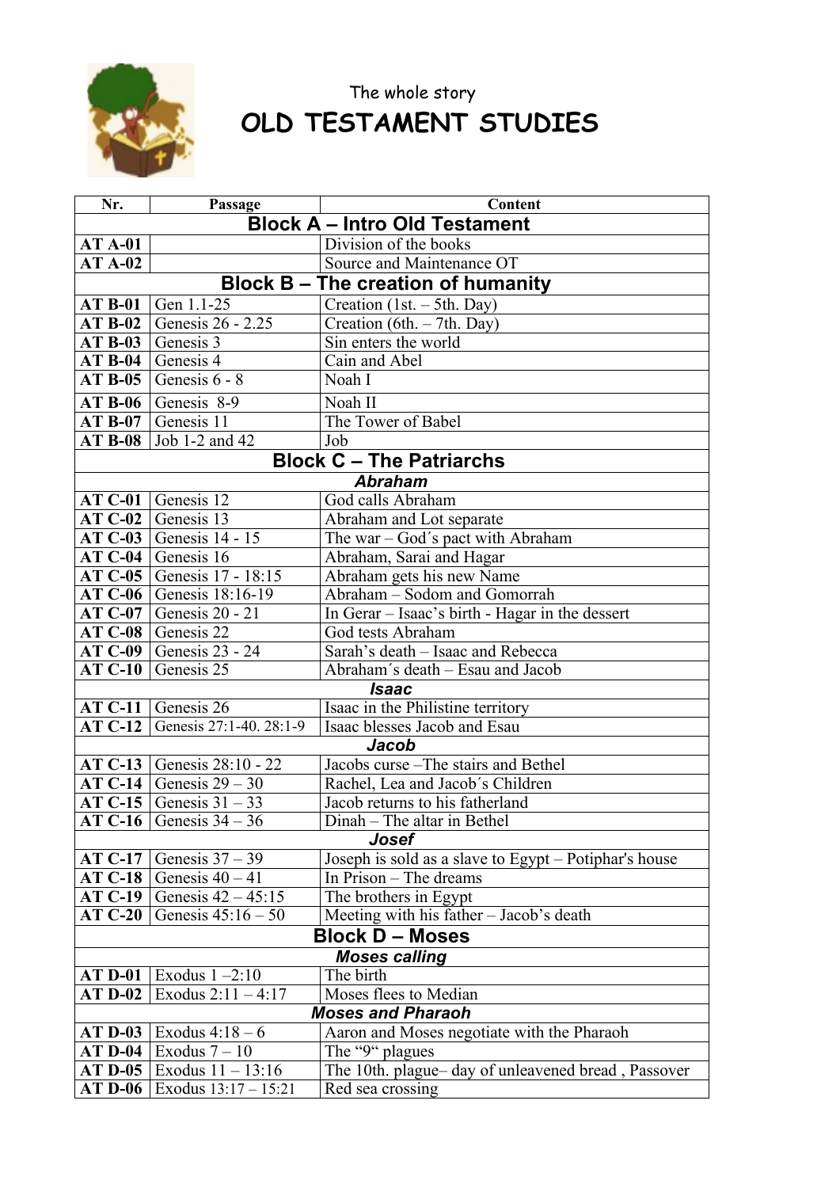The whole story

# OLD TESTAMENT STUDIES

| Nr. | Passage | Content |
|---|---|---|
| **Block A – Intro Old Testament** | | |
| **AT A-01** | | Division of the books |
| **AT A-02** | | Source and Maintenance OT |
| **Block B – The creation of humanity** | | |
| **AT B-01** | Gen 1.1-25 | Creation (1st. – 5th. Day) |
| **AT B-02** | Genesis 26 - 2.25 | Creation (6th. – 7th. Day) |
| **AT B-03** | Genesis 3 | Sin enters the world |
| **AT B-04** | Genesis 4 | Cain and Abel |
| **AT B-05** | Genesis 6 - 8 | Noah I |
| **AT B-06** | Genesis 8-9 | Noah II |
| **AT B-07** | Genesis 11 | The Tower of Babel |
| **AT B-08** | Job 1-2 and 42 | Job |
| **Block C – The Patriarchs** | | |
| ***Abraham*** | | |
| **AT C-01** | Genesis 12 | God calls Abraham |
| **AT C-02** | Genesis 13 | Abraham and Lot separate |
| **AT C-03** | Genesis 14 - 15 | The war – God´s pact with Abraham |
| **AT C-04** | Genesis 16 | Abraham, Sarai and Hagar |
| **AT C-05** | Genesis 17 - 18:15 | Abraham gets his new Name |
| **AT C-06** | Genesis 18:16-19 | Abraham – Sodom and Gomorrah |
| **AT C-07** | Genesis 20 - 21 | In Gerar – Isaac's birth - Hagar in the dessert |
| **AT C-08** | Genesis 22 | God tests Abraham |
| **AT C-09** | Genesis 23 - 24 | Sarah's death – Isaac and Rebecca |
| **AT C-10** | Genesis 25 | Abraham´s death – Esau and Jacob |
| ***Isaac*** | | |
| **AT C-11** | Genesis 26 | Isaac in the Philistine territory |
| **AT C-12** | Genesis 27:1-40. 28:1-9 | Isaac blesses Jacob and Esau |
| ***Jacob*** | | |
| **AT C-13** | Genesis 28:10 - 22 | Jacobs curse –The stairs and Bethel |
| **AT C-14** | Genesis 29 – 30 | Rachel, Lea and Jacob´s Children |
| **AT C-15** | Genesis 31 – 33 | Jacob returns to his fatherland |
| **AT C-16** | Genesis 34 – 36 | Dinah – The altar in Bethel |
| ***Josef*** | | |
| **AT C-17** | Genesis 37 – 39 | Joseph is sold as a slave to Egypt – Potiphar's house |
| **AT C-18** | Genesis 40 – 41 | In Prison – The dreams |
| **AT C-19** | Genesis 42 – 45:15 | The brothers in Egypt |
| **AT C-20** | Genesis 45:16 – 50 | Meeting with his father – Jacob's death |
| **Block D – Moses** | | |
| ***Moses calling*** | | |
| **AT D-01** | Exodus 1 –2:10 | The birth |
| **AT D-02** | Exodus 2:11 – 4:17 | Moses flees to Median |
| ***Moses and Pharaoh*** | | |
| **AT D-03** | Exodus 4:18 – 6 | Aaron and Moses negotiate with the Pharaoh |
| **AT D-04** | Exodus 7 – 10 | The "9" plagues |
| **AT D-05** | Exodus 11 – 13:16 | The 10th. plague– day of unleavened bread , Passover |
| **AT D-06** | Exodus 13:17 – 15:21 | Red sea crossing |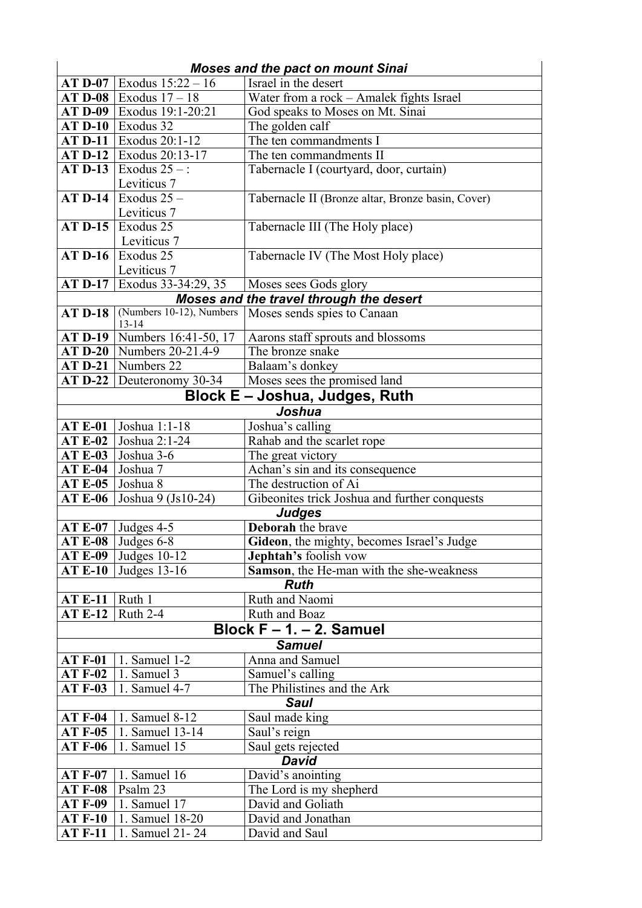| | | |
|---|---|---|
| | ***Moses and the pact on mount Sinai*** | |
| **AT D-07** | Exodus 15:22 – 16 | Israel in the desert |
| **AT D-08** | Exodus 17 – 18 | Water from a rock – Amalek fights Israel |
| **AT D-09** | Exodus 19:1-20:21 | God speaks to Moses on Mt. Sinai |
| **AT D-10** | Exodus 32 | The golden calf |
| **AT D-11** | Exodus 20:1-12 | The ten commandments I |
| **AT D-12** | Exodus 20:13-17 | The ten commandments II |
| **AT D-13** | Exodus 25 – : Leviticus 7 | Tabernacle I (courtyard, door, curtain) |
| **AT D-14** | Exodus 25 – Leviticus 7 | Tabernacle II (Bronze altar, Bronze basin, Cover) |
| **AT D-15** | Exodus 25 Leviticus 7 | Tabernacle III (The Holy place) |
| **AT D-16** | Exodus 25 Leviticus 7 | Tabernacle IV (The Most Holy place) |
| **AT D-17** | Exodus 33-34:29, 35 | Moses sees Gods glory |
| | ***Moses and the travel through the desert*** | |
| **AT D-18** | (Numbers 10-12), Numbers 13-14 | Moses sends spies to Canaan |
| **AT D-19** | Numbers 16:41-50, 17 | Aarons staff sprouts and blossoms |
| **AT D-20** | Numbers 20-21.4-9 | The bronze snake |
| **AT D-21** | Numbers 22 | Balaam's donkey |
| **AT D-22** | Deuteronomy 30-34 | Moses sees the promised land |
| | **Block E – Joshua, Judges, Ruth** | |
| | ***Joshua*** | |
| **AT E-01** | Joshua 1:1-18 | Joshua's calling |
| **AT E-02** | Joshua 2:1-24 | Rahab and the scarlet rope |
| **AT E-03** | Joshua 3-6 | The great victory |
| **AT E-04** | Joshua 7 | Achan's sin and its consequence |
| **AT E-05** | Joshua 8 | The destruction of Ai |
| **AT E-06** | Joshua 9 (Js10-24) | Gibeonites trick Joshua and further conquests |
| | ***Judges*** | |
| **AT E-07** | Judges 4-5 | **Deborah** the brave |
| **AT E-08** | Judges 6-8 | **Gideon**, the mighty, becomes Israel's Judge |
| **AT E-09** | Judges 10-12 | **Jephtah's** foolish vow |
| **AT E-10** | Judges 13-16 | **Samson**, the He-man with the she-weakness |
| | ***Ruth*** | |
| **AT E-11** | Ruth 1 | Ruth and Naomi |
| **AT E-12** | Ruth 2-4 | Ruth and Boaz |
| | **Block F – 1. – 2. Samuel** | |
| | ***Samuel*** | |
| **AT F-01** | 1. Samuel 1-2 | Anna and Samuel |
| **AT F-02** | 1. Samuel 3 | Samuel's calling |
| **AT F-03** | 1. Samuel 4-7 | The Philistines and the Ark |
| | ***Saul*** | |
| **AT F-04** | 1. Samuel 8-12 | Saul made king |
| **AT F-05** | 1. Samuel 13-14 | Saul's reign |
| **AT F-06** | 1. Samuel 15 | Saul gets rejected |
| | ***David*** | |
| **AT F-07** | 1. Samuel 16 | David's anointing |
| **AT F-08** | Psalm 23 | The Lord is my shepherd |
| **AT F-09** | 1. Samuel 17 | David and Goliath |
| **AT F-10** | 1. Samuel 18-20 | David and Jonathan |
| **AT F-11** | 1. Samuel 21- 24 | David and Saul |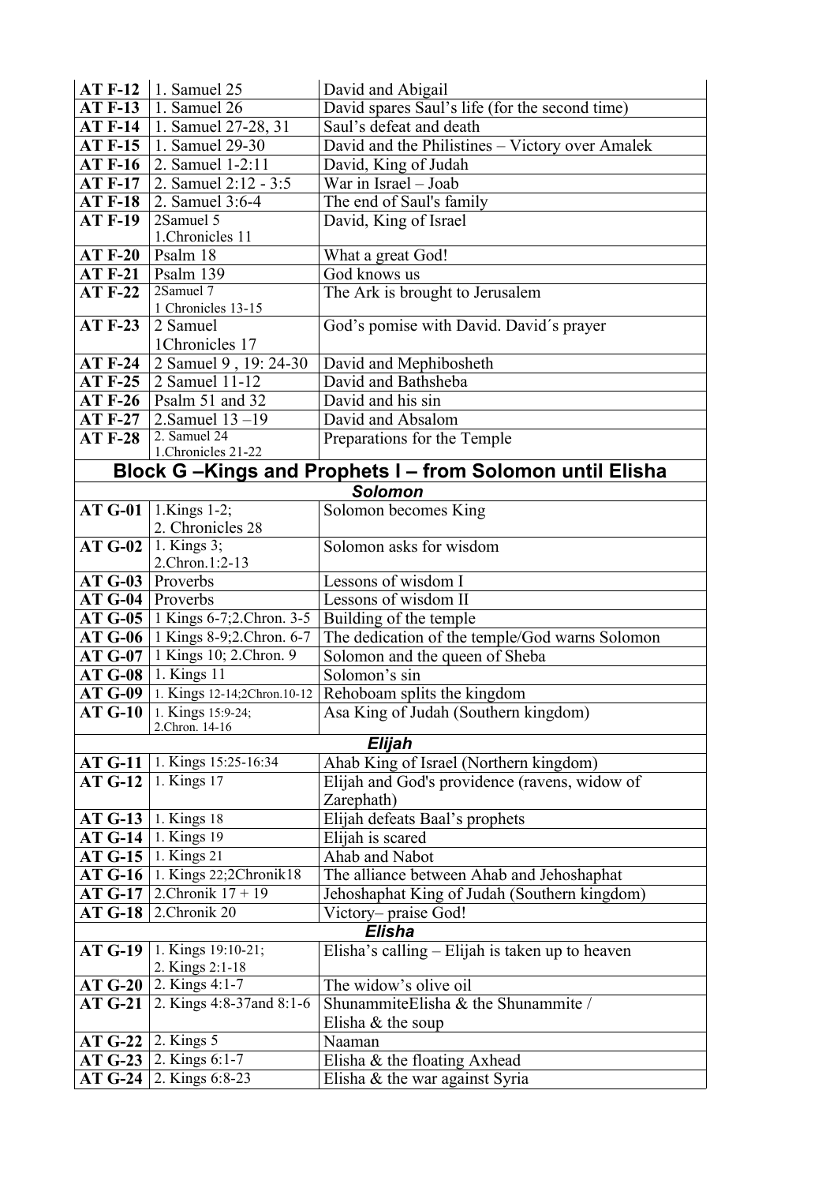| | | |
|---|---|---|
| **AT F-12** | 1. Samuel 25 | David and Abigail |
| **AT F-13** | 1. Samuel 26 | David spares Saul's life (for the second time) |
| **AT F-14** | 1. Samuel 27-28, 31 | Saul's defeat and death |
| **AT F-15** | 1. Samuel 29-30 | David and the Philistines – Victory over Amalek |
| **AT F-16** | 2. Samuel 1-2:11 | David, King of Judah |
| **AT F-17** | 2. Samuel 2:12 - 3:5 | War in Israel – Joab |
| **AT F-18** | 2. Samuel 3:6-4 | The end of Saul's family |
| **AT F-19** | 2Samuel 5<br>1.Chronicles 11 | David, King of Israel |
| **AT F-20** | Psalm 18 | What a great God! |
| **AT F-21** | Psalm 139 | God knows us |
| **AT F-22** | 2Samuel 7<br>1 Chronicles 13-15 | The Ark is brought to Jerusalem |
| **AT F-23** | 2 Samuel<br>1Chronicles 17 | God's pomise with David. David´s prayer |
| **AT F-24** | 2 Samuel 9 , 19: 24-30 | David and Mephibosheth |
| **AT F-25** | 2 Samuel 11-12 | David and Bathsheba |
| **AT F-26** | Psalm 51 and 32 | David and his sin |
| **AT F-27** | 2.Samuel 13 –19 | David and Absalom |
| **AT F-28** | 2. Samuel 24<br>1.Chronicles 21-22 | Preparations for the Temple |
| **Block G –Kings and Prophets I – from Solomon until Elisha** | | |
| ***Solomon*** | | |
| **AT G-01** | 1.Kings 1-2;<br>2. Chronicles 28 | Solomon becomes King |
| **AT G-02** | 1. Kings 3;<br>2.Chron.1:2-13 | Solomon asks for wisdom |
| **AT G-03** | Proverbs | Lessons of wisdom I |
| **AT G-04** | Proverbs | Lessons of wisdom II |
| **AT G-05** | 1 Kings 6-7;2.Chron. 3-5 | Building of the temple |
| **AT G-06** | 1 Kings 8-9;2.Chron. 6-7 | The dedication of the temple/God warns Solomon |
| **AT G-07** | 1 Kings 10; 2.Chron. 9 | Solomon and the queen of Sheba |
| **AT G-08** | 1. Kings 11 | Solomon's sin |
| **AT G-09** | 1. Kings 12-14;2Chron.10-12 | Rehoboam splits the kingdom |
| **AT G-10** | 1. Kings 15:9-24;<br>2.Chron. 14-16 | Asa King of Judah (Southern kingdom) |
| ***Elijah*** | | |
| **AT G-11** | 1. Kings 15:25-16:34 | Ahab King of Israel (Northern kingdom) |
| **AT G-12** | 1. Kings 17 | Elijah and God's providence (ravens, widow of Zarephath) |
| **AT G-13** | 1. Kings 18 | Elijah defeats Baal's prophets |
| **AT G-14** | 1. Kings 19 | Elijah is scared |
| **AT G-15** | 1. Kings 21 | Ahab and Nabot |
| **AT G-16** | 1. Kings 22;2Chronik18 | The alliance between Ahab and Jehoshaphat |
| **AT G-17** | 2.Chronik 17 + 19 | Jehoshaphat King of Judah (Southern kingdom) |
| **AT G-18** | 2.Chronik 20 | Victory– praise God! |
| ***Elisha*** | | |
| **AT G-19** | 1. Kings 19:10-21;<br>2. Kings 2:1-18 | Elisha's calling – Elijah is taken up to heaven |
| **AT G-20** | 2. Kings 4:1-7 | The widow's olive oil |
| **AT G-21** | 2. Kings 4:8-37and 8:1-6 | ShunammiteElisha & the Shunammite /<br>Elisha & the soup |
| **AT G-22** | 2. Kings 5 | Naaman |
| **AT G-23** | 2. Kings 6:1-7 | Elisha & the floating Axhead |
| **AT G-24** | 2. Kings 6:8-23 | Elisha & the war against Syria |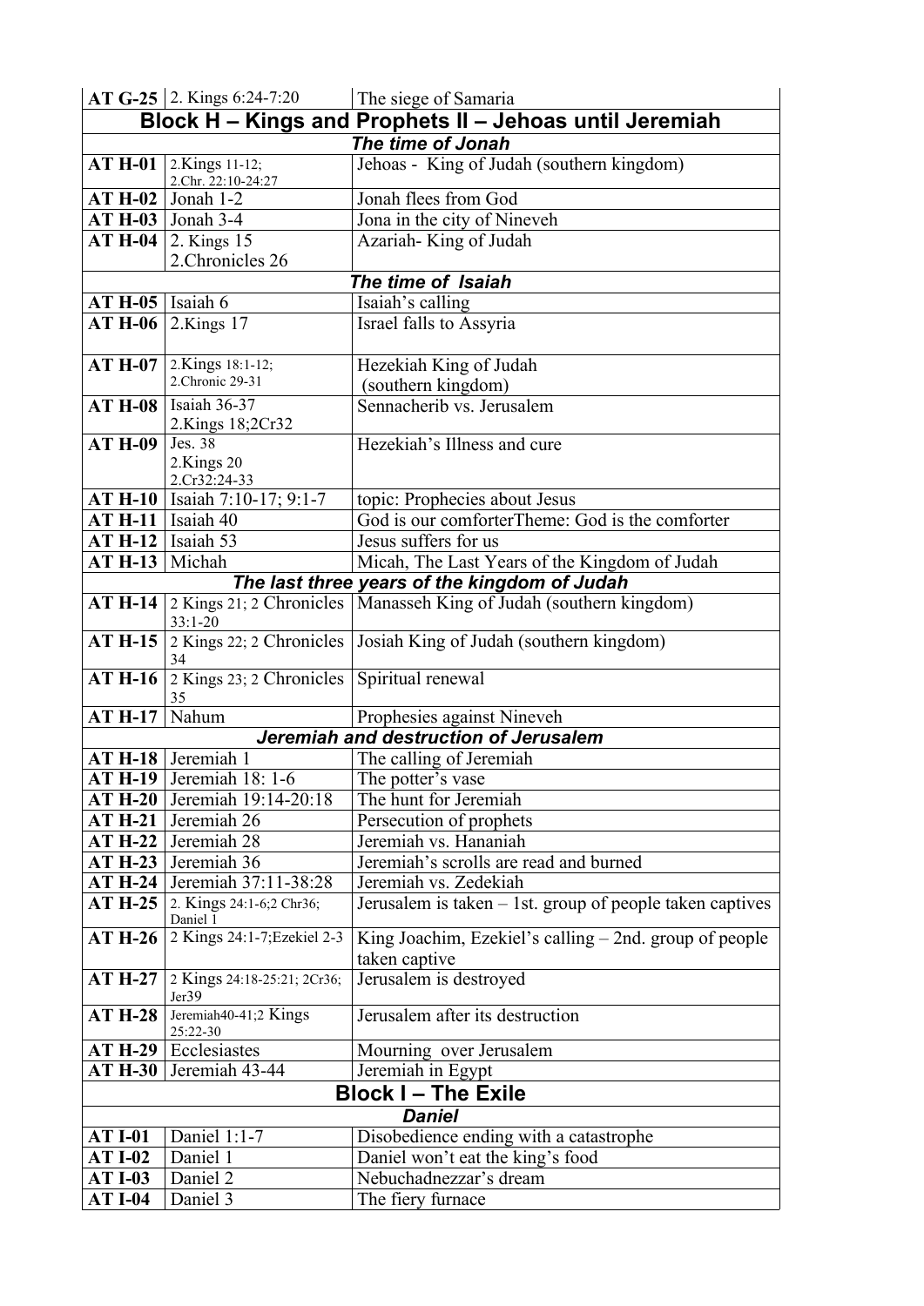| AT G-25 | 2. Kings 6:24-7:20 | The siege of Samaria |
|---|---|---|
| **Block H – Kings and Prophets II – Jehoas until Jeremiah** | | |
| ***The time of Jonah*** | | |
| **AT H-01** | 2.Kings 11-12; 2.Chr. 22:10-24:27 | Jehoas - King of Judah (southern kingdom) |
| **AT H-02** | Jonah 1-2 | Jonah flees from God |
| **AT H-03** | Jonah 3-4 | Jona in the city of Nineveh |
| **AT H-04** | 2. Kings 15 2.Chronicles 26 | Azariah- King of Judah |
| ***The time of Isaiah*** | | |
| **AT H-05** | Isaiah 6 | Isaiah's calling |
| **AT H-06** | 2.Kings 17 | Israel falls to Assyria |
| **AT H-07** | 2.Kings 18:1-12; 2.Chronic 29-31 | Hezekiah King of Judah (southern kingdom) |
| **AT H-08** | Isaiah 36-37 2.Kings 18;2Cr32 | Sennacherib vs. Jerusalem |
| **AT H-09** | Jes. 38 2.Kings 20 2.Cr32:24-33 | Hezekiah's Illness and cure |
| **AT H-10** | Isaiah 7:10-17; 9:1-7 | topic: Prophecies about Jesus |
| **AT H-11** | Isaiah 40 | God is our comforterTheme: God is the comforter |
| **AT H-12** | Isaiah 53 | Jesus suffers for us |
| **AT H-13** | Michah | Micah, The Last Years of the Kingdom of Judah |
| ***The last three years of the kingdom of Judah*** | | |
| **AT H-14** | 2 Kings 21; 2 Chronicles 33:1-20 | Manasseh King of Judah (southern kingdom) |
| **AT H-15** | 2 Kings 22; 2 Chronicles 34 | Josiah King of Judah (southern kingdom) |
| **AT H-16** | 2 Kings 23; 2 Chronicles 35 | Spiritual renewal |
| **AT H-17** | Nahum | Prophesies against Nineveh |
| ***Jeremiah and destruction of Jerusalem*** | | |
| **AT H-18** | Jeremiah 1 | The calling of Jeremiah |
| **AT H-19** | Jeremiah 18: 1-6 | The potter's vase |
| **AT H-20** | Jeremiah 19:14-20:18 | The hunt for Jeremiah |
| **AT H-21** | Jeremiah 26 | Persecution of prophets |
| **AT H-22** | Jeremiah 28 | Jeremiah vs. Hananiah |
| **AT H-23** | Jeremiah 36 | Jeremiah's scrolls are read and burned |
| **AT H-24** | Jeremiah 37:11-38:28 | Jeremiah vs. Zedekiah |
| **AT H-25** | 2. Kings 24:1-6;2 Chr36; Daniel 1 | Jerusalem is taken – 1st. group of people taken captives |
| **AT H-26** | 2 Kings 24:1-7;Ezekiel 2-3 | King Joachim, Ezekiel's calling – 2nd. group of people taken captive |
| **AT H-27** | 2 Kings 24:18-25:21; 2Cr36; Jer39 | Jerusalem is destroyed |
| **AT H-28** | Jeremiah40-41;2 Kings 25:22-30 | Jerusalem after its destruction |
| **AT H-29** | Ecclesiastes | Mourning over Jerusalem |
| **AT H-30** | Jeremiah 43-44 | Jeremiah in Egypt |
| **Block I – The Exile** | | |
| ***Daniel*** | | |
| **AT I-01** | Daniel 1:1-7 | Disobedience ending with a catastrophe |
| **AT I-02** | Daniel 1 | Daniel won't eat the king's food |
| **AT I-03** | Daniel 2 | Nebuchadnezzar's dream |
| **AT I-04** | Daniel 3 | The fiery furnace |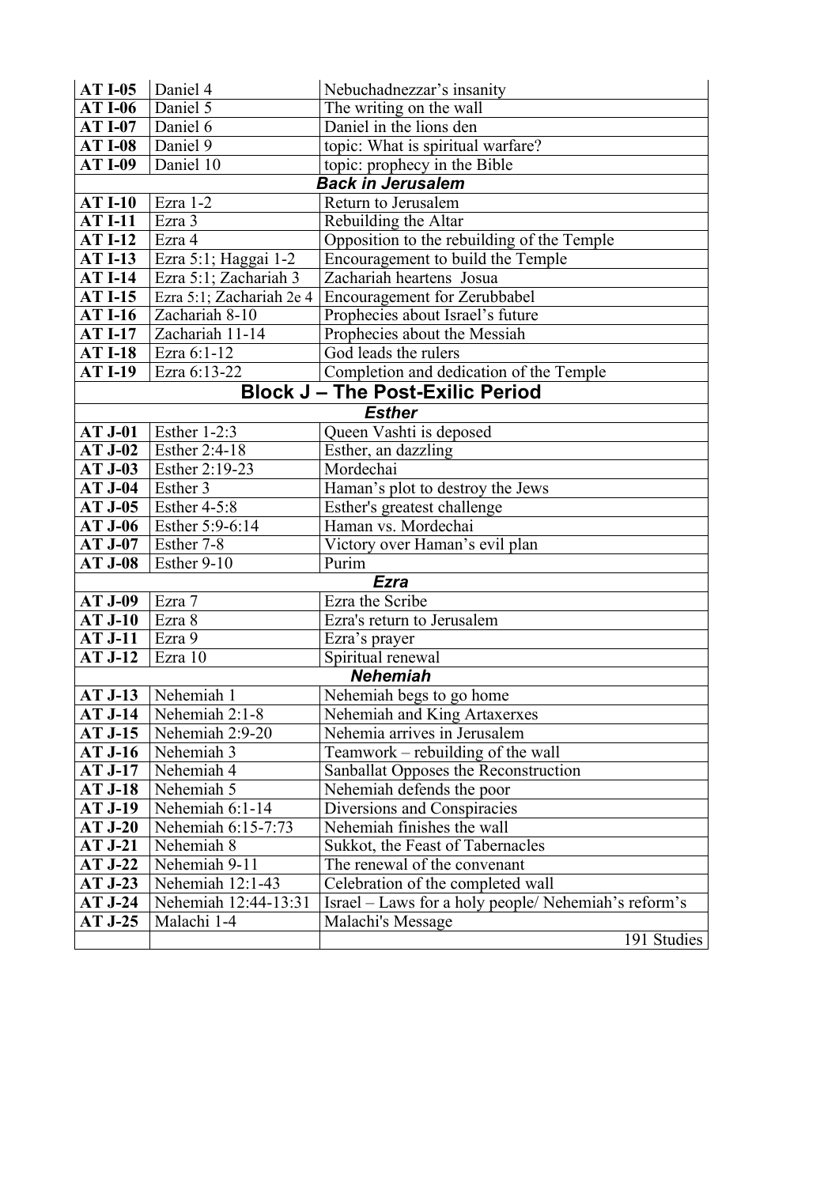| | | |
|---|---|---|
| **AT I-05** | Daniel 4 | Nebuchadnezzar's insanity |
| **AT I-06** | Daniel 5 | The writing on the wall |
| **AT I-07** | Daniel 6 | Daniel in the lions den |
| **AT I-08** | Daniel 9 | topic: What is spiritual warfare? |
| **AT I-09** | Daniel 10 | topic: prophecy in the Bible |
| | ***Back in Jerusalem*** | |
| **AT I-10** | Ezra 1-2 | Return to Jerusalem |
| **AT I-11** | Ezra 3 | Rebuilding the Altar |
| **AT I-12** | Ezra 4 | Opposition to the rebuilding of the Temple |
| **AT I-13** | Ezra 5:1; Haggai 1-2 | Encouragement to build the Temple |
| **AT I-14** | Ezra 5:1; Zachariah 3 | Zachariah heartens Josua |
| **AT I-15** | Ezra 5:1; Zachariah 2e 4 | Encouragement for Zerubbabel |
| **AT I-16** | Zachariah 8-10 | Prophecies about Israel's future |
| **AT I-17** | Zachariah 11-14 | Prophecies about the Messiah |
| **AT I-18** | Ezra 6:1-12 | God leads the rulers |
| **AT I-19** | Ezra 6:13-22 | Completion and dedication of the Temple |
| | **Block J – The Post-Exilic Period** | |
| | ***Esther*** | |
| **AT J-01** | Esther 1-2:3 | Queen Vashti is deposed |
| **AT J-02** | Esther 2:4-18 | Esther, an dazzling |
| **AT J-03** | Esther 2:19-23 | Mordechai |
| **AT J-04** | Esther 3 | Haman's plot to destroy the Jews |
| **AT J-05** | Esther 4-5:8 | Esther's greatest challenge |
| **AT J-06** | Esther 5:9-6:14 | Haman vs. Mordechai |
| **AT J-07** | Esther 7-8 | Victory over Haman's evil plan |
| **AT J-08** | Esther 9-10 | Purim |
| | ***Ezra*** | |
| **AT J-09** | Ezra 7 | Ezra the Scribe |
| **AT J-10** | Ezra 8 | Ezra's return to Jerusalem |
| **AT J-11** | Ezra 9 | Ezra's prayer |
| **AT J-12** | Ezra 10 | Spiritual renewal |
| | ***Nehemiah*** | |
| **AT J-13** | Nehemiah 1 | Nehemiah begs to go home |
| **AT J-14** | Nehemiah 2:1-8 | Nehemiah and King Artaxerxes |
| **AT J-15** | Nehemiah 2:9-20 | Nehemia arrives in Jerusalem |
| **AT J-16** | Nehemiah 3 | Teamwork – rebuilding of the wall |
| **AT J-17** | Nehemiah 4 | Sanballat Opposes the Reconstruction |
| **AT J-18** | Nehemiah 5 | Nehemiah defends the poor |
| **AT J-19** | Nehemiah 6:1-14 | Diversions and Conspiracies |
| **AT J-20** | Nehemiah 6:15-7:73 | Nehemiah finishes the wall |
| **AT J-21** | Nehemiah 8 | Sukkot, the Feast of Tabernacles |
| **AT J-22** | Nehemiah 9-11 | The renewal of the convenant |
| **AT J-23** | Nehemiah 12:1-43 | Celebration of the completed wall |
| **AT J-24** | Nehemiah 12:44-13:31 | Israel – Laws for a holy people/ Nehemiah's reform's |
| **AT J-25** | Malachi 1-4 | Malachi's Message |
| | | 191 Studies |